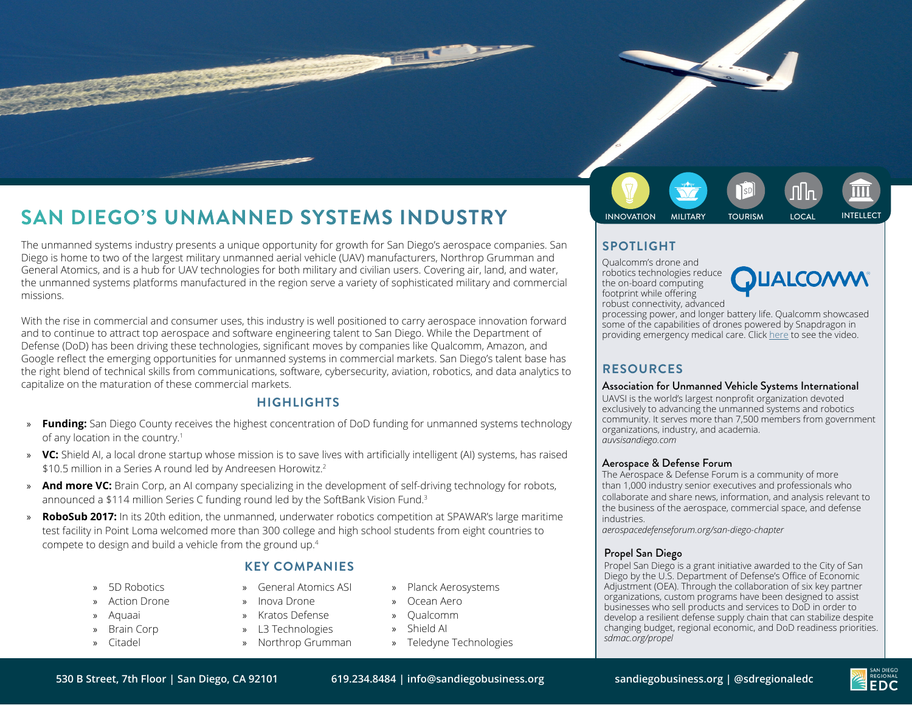# SAN DIEGO'S UNMANNED SYSTEMS INDUSTRY

The unmanned systems industry presents a unique opportunity for growth for San Diego's aerospace companies. San Diego is home to two of the largest military unmanned aerial vehicle (UAV) manufacturers, Northrop Grumman and General Atomics, and is a hub for UAV technologies for both military and civilian users. Covering air, land, and water, the unmanned systems platforms manufactured in the region serve a variety of sophisticated military and commercial missions.

With the rise in commercial and consumer uses, this industry is well positioned to carry aerospace innovation forward and to continue to attract top aerospace and software engineering talent to San Diego. While the Department of Defense (DoD) has been driving these technologies, significant moves by companies like Qualcomm, Amazon, and Google reflect the emerging opportunities for unmanned systems in commercial markets. San Diego's talent base has the right blend of technical skills from communications, software, cybersecurity, aviation, robotics, and data analytics to capitalize on the maturation of these commercial markets.

## HIGHLIGHTS

- **Funding:** San Diego County receives the highest concentration of DoD funding for unmanned systems technology of any location in the country.[1]
- **VC:** Shield AI, a local drone startup whose mission is to save lives with artificially intelligent (AI) systems, has raised $10.5 million in a Series A round led by Andreesen Horowitz.[2]
- **And more VC:** Brain Corp, an AI company specializing in the development of self-driving technology for robots, announced a $114 million Series C funding round led by the SoftBank Vision Fund.[3]
- **RoboSub 2017:** In its 20th edition, the unmanned, underwater robotics competition at SPAWAR's large maritime test facility in Point Loma welcomed more than 300 college and high school students from eight countries to compete to design and build a vehicle from the ground up.[4]

## KEY COMPANIES

- 5D Robotics
- Action Drone
- Aquaai
- Brain Corp
- Citadel
- General Atomics ASI
- Inova Drone
- Kratos Defense
- L3 Technologies
- Northrop Grumman
- Planck Aerosystems
- Ocean Aero
- Qualcomm
- Shield AI
- Teledyne Technologies

INNOVATION | MILITARY | TOURISM | LOCAL | INTELLECT

## SPOTLIGHT

Qualcomm's drone and robotics technologies reduce the on-board computing footprint while offering robust connectivity, advanced processing power, and longer battery life. Qualcomm showcased some of the capabilities of drones powered by Snapdragon in providing emergency medical care. Click here to see the video.

## RESOURCES

### Association for Unmanned Vehicle Systems International

UAVSI is the world's largest nonprofit organization devoted exclusively to advancing the unmanned systems and robotics community. It serves more than 7,500 members from government organizations, industry, and academia.
*auvsisandiego.com*

### Aerospace & Defense Forum

The Aerospace & Defense Forum is a community of more than 1,000 industry senior executives and professionals who collaborate and share news, information, and analysis relevant to the business of the aerospace, commercial space, and defense industries.
*aerospacedefenseforum.org/san-diego-chapter*

### Propel San Diego

Propel San Diego is a grant initiative awarded to the City of San Diego by the U.S. Department of Defense's Office of Economic Adjustment (OEA). Through the collaboration of six key partner organizations, custom programs have been designed to assist businesses who sell products and services to DoD in order to develop a resilient defense supply chain that can stabilize despite changing budget, regional economic, and DoD readiness priorities.
*sdmac.org/propel*

530 B Street, 7th Floor | San Diego, CA 92101 | 619.234.8484 | info@sandiegobusiness.org | sandiegobusiness.org | @sdregionaledc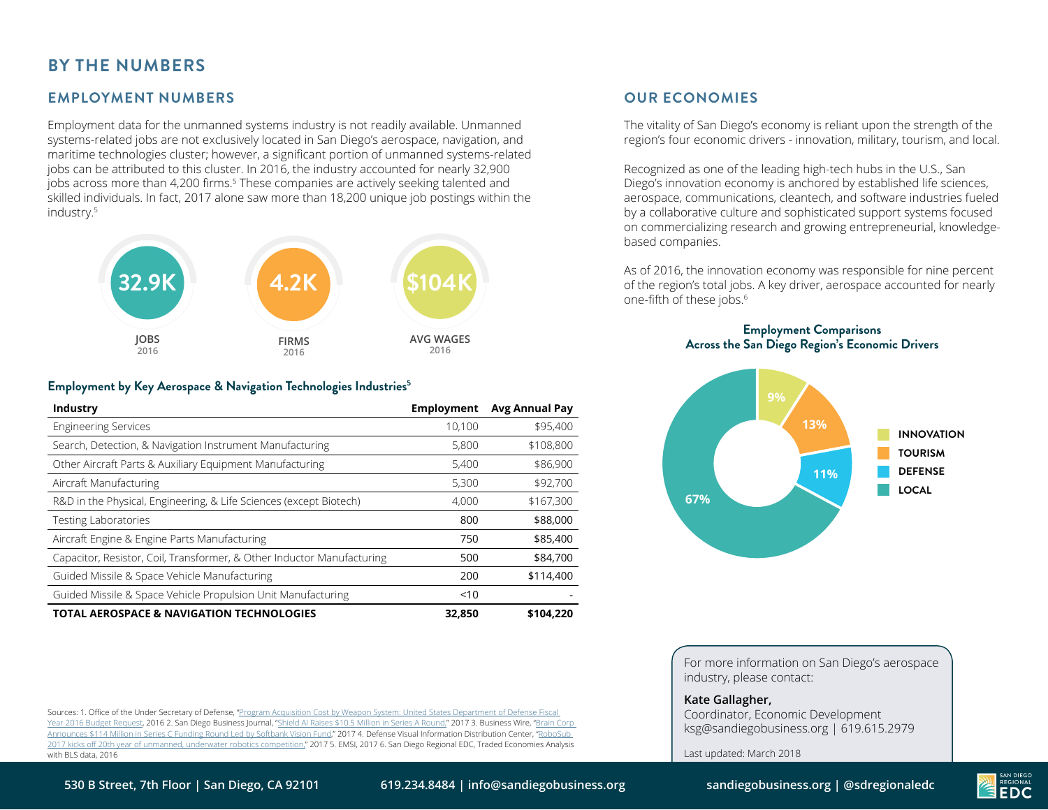## BY THE NUMBERS

### EMPLOYMENT NUMBERS

Employment data for the unmanned systems industry is not readily available. Unmanned systems-related jobs are not exclusively located in San Diego's aerospace, navigation, and maritime technologies cluster; however, a significant portion of unmanned systems-related jobs can be attributed to this cluster. In 2016, the industry accounted for nearly 32,900 jobs across more than 4,200 firms.[5] These companies are actively seeking talented and skilled individuals. In fact, 2017 alone saw more than 18,200 unique job postings within the industry.[5]

32.9K
JOBS
2016

4.2K
FIRMS
2016

$104K
AVG WAGES
2016

**Employment by Key Aerospace & Navigation Technologies Industries**[5]

| Industry | Employment | Avg Annual Pay |
|---|---|---|
| Engineering Services | 10,100 | $95,400 |
| Search, Detection, & Navigation Instrument Manufacturing | 5,800 | $108,800 |
| Other Aircraft Parts & Auxiliary Equipment Manufacturing | 5,400 | $86,900 |
| Aircraft Manufacturing | 5,300 | $92,700 |
| R&D in the Physical, Engineering, & Life Sciences (except Biotech) | 4,000 | $167,300 |
| Testing Laboratories | 800 | $88,000 |
| Aircraft Engine & Engine Parts Manufacturing | 750 | $85,400 |
| Capacitor, Resistor, Coil, Transformer, & Other Inductor Manufacturing | 500 | $84,700 |
| Guided Missile & Space Vehicle Manufacturing | 200 | $114,400 |
| Guided Missile & Space Vehicle Propulsion Unit Manufacturing | <10 | - |
| **TOTAL AEROSPACE & NAVIGATION TECHNOLOGIES** | **32,850** | **$104,220** |

### OUR ECONOMIES

The vitality of San Diego's economy is reliant upon the strength of the region's four economic drivers - innovation, military, tourism, and local.

Recognized as one of the leading high-tech hubs in the U.S., San Diego's innovation economy is anchored by established life sciences, aerospace, communications, cleantech, and software industries fueled by a collaborative culture and sophisticated support systems focused on commercializing research and growing entrepreneurial, knowledge-based companies.

As of 2016, the innovation economy was responsible for nine percent of the region's total jobs. A key driver, aerospace accounted for nearly one-fifth of these jobs.[6]

**Employment Comparisons Across the San Diego Region's Economic Drivers**

9%
13%
11%
67%

INNOVATION
TOURISM
DEFENSE
LOCAL

For more information on San Diego's aerospace industry, please contact:

**Kate Gallagher,**
Coordinator, Economic Development
ksg@sandiegobusiness.org | 619.615.2979

Last updated: March 2018

Sources: 1. Office of the Under Secretary of Defense, "Program Acquisition Cost by Weapon System: United States Department of Defense Fiscal Year 2016 Budget Request, 2016 2. San Diego Business Journal, "Shield AI Raises $10.5 Million in Series A Round," 2017 3. Business Wire, "Brain Corp Announces $114 Million in Series C Funding Round Led by Softbank Vision Fund," 2017 4. Defense Visual Information Distribution Center, "RoboSub 2017 kicks off 20th year of unmanned, underwater robotics competition," 2017 5. EMSI, 2017 6. San Diego Regional EDC, Traded Economies Analysis with BLS data, 2016

530 B Street, 7th Floor | San Diego, CA 92101 619.234.8484 | info@sandiegobusiness.org sandiegobusiness.org | @sdregionaledc